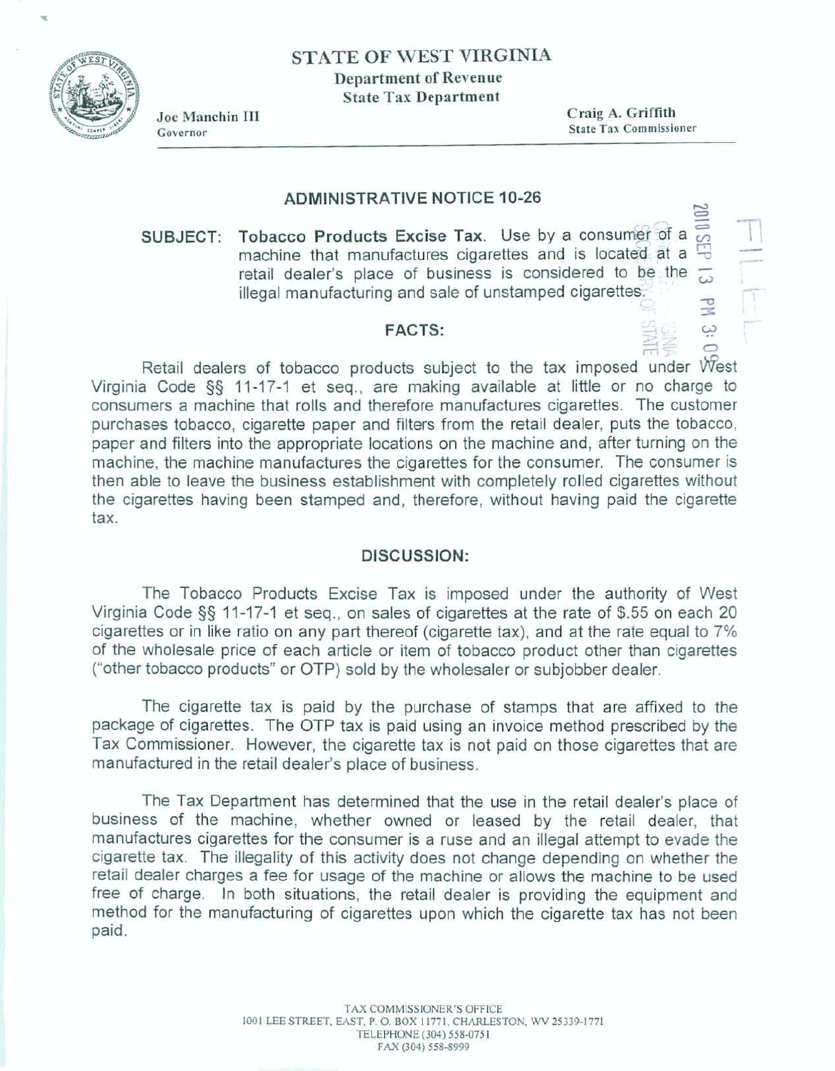# STATE OF WEST VIRGINIA

**Department of Revenue**
**State Tax Department**

Joe Manchin III
Governor

Craig A. Griffith
State Tax Commissioner

## ADMINISTRATIVE NOTICE 10-26

**SUBJECT: Tobacco Products Excise Tax.** Use by a consumer of a machine that manufactures cigarettes and is located at a retail dealer's place of business is considered to be the illegal manufacturing and sale of unstamped cigarettes.

### FACTS:

Retail dealers of tobacco products subject to the tax imposed under West Virginia Code §§ 11-17-1 et seq., are making available at little or no charge to consumers a machine that rolls and therefore manufactures cigarettes. The customer purchases tobacco, cigarette paper and filters from the retail dealer, puts the tobacco, paper and filters into the appropriate locations on the machine and, after turning on the machine, the machine manufactures the cigarettes for the consumer. The consumer is then able to leave the business establishment with completely rolled cigarettes without the cigarettes having been stamped and, therefore, without having paid the cigarette tax.

### DISCUSSION:

The Tobacco Products Excise Tax is imposed under the authority of West Virginia Code §§ 11-17-1 et seq., on sales of cigarettes at the rate of $.55 on each 20 cigarettes or in like ratio on any part thereof (cigarette tax), and at the rate equal to 7% of the wholesale price of each article or item of tobacco product other than cigarettes ("other tobacco products" or OTP) sold by the wholesaler or subjobber dealer.

The cigarette tax is paid by the purchase of stamps that are affixed to the package of cigarettes. The OTP tax is paid using an invoice method prescribed by the Tax Commissioner. However, the cigarette tax is not paid on those cigarettes that are manufactured in the retail dealer's place of business.

The Tax Department has determined that the use in the retail dealer's place of business of the machine, whether owned or leased by the retail dealer, that manufactures cigarettes for the consumer is a ruse and an illegal attempt to evade the cigarette tax. The illegality of this activity does not change depending on whether the retail dealer charges a fee for usage of the machine or allows the machine to be used free of charge. In both situations, the retail dealer is providing the equipment and method for the manufacturing of cigarettes upon which the cigarette tax has not been paid.

TAX COMMISSIONER'S OFFICE
1001 LEE STREET, EAST, P. O. BOX 11771, CHARLESTON, WV 25339-1771
TELEPHONE (304) 558-0751
FAX (304) 558-8999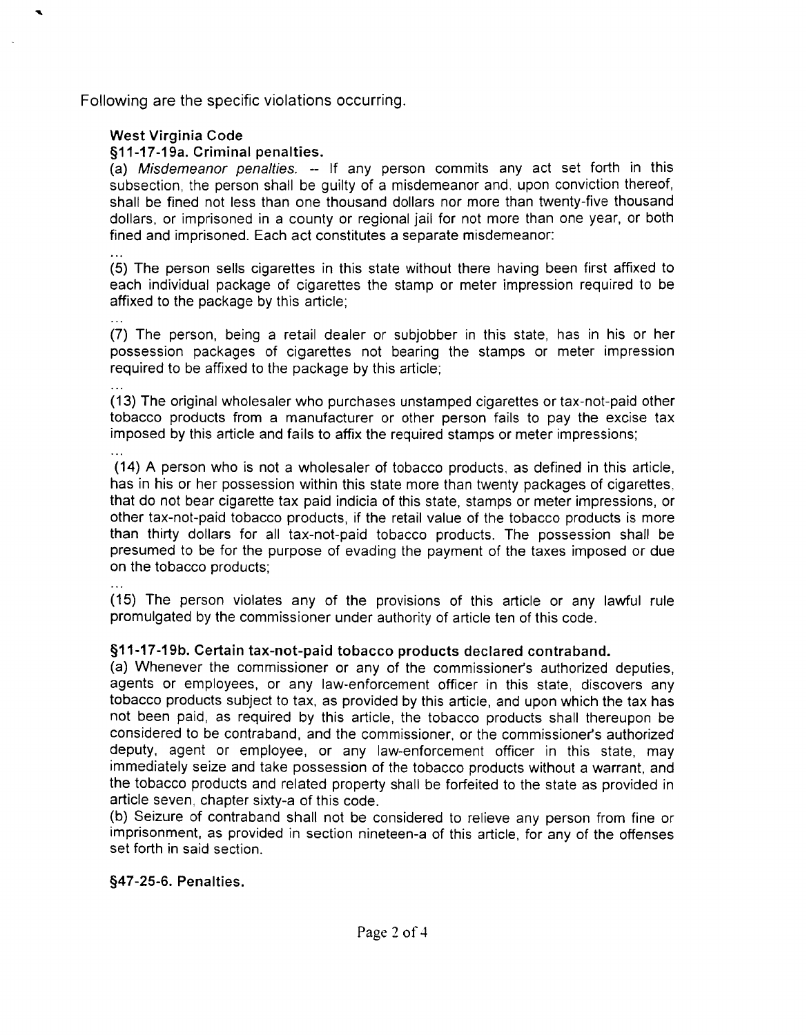Following are the specific violations occurring.

**West Virginia Code**

**§11-17-19a. Criminal penalties.**

(a) *Misdemeanor penalties.* -- If any person commits any act set forth in this subsection, the person shall be guilty of a misdemeanor and, upon conviction thereof, shall be fined not less than one thousand dollars nor more than twenty-five thousand dollars, or imprisoned in a county or regional jail for not more than one year, or both fined and imprisoned. Each act constitutes a separate misdemeanor:

...

(5) The person sells cigarettes in this state without there having been first affixed to each individual package of cigarettes the stamp or meter impression required to be affixed to the package by this article;

...

(7) The person, being a retail dealer or subjobber in this state, has in his or her possession packages of cigarettes not bearing the stamps or meter impression required to be affixed to the package by this article;

...

(13) The original wholesaler who purchases unstamped cigarettes or tax-not-paid other tobacco products from a manufacturer or other person fails to pay the excise tax imposed by this article and fails to affix the required stamps or meter impressions;

...

(14) A person who is not a wholesaler of tobacco products, as defined in this article, has in his or her possession within this state more than twenty packages of cigarettes, that do not bear cigarette tax paid indicia of this state, stamps or meter impressions, or other tax-not-paid tobacco products, if the retail value of the tobacco products is more than thirty dollars for all tax-not-paid tobacco products. The possession shall be presumed to be for the purpose of evading the payment of the taxes imposed or due on the tobacco products;

...

(15) The person violates any of the provisions of this article or any lawful rule promulgated by the commissioner under authority of article ten of this code.

**§11-17-19b. Certain tax-not-paid tobacco products declared contraband.**

(a) Whenever the commissioner or any of the commissioner's authorized deputies, agents or employees, or any law-enforcement officer in this state, discovers any tobacco products subject to tax, as provided by this article, and upon which the tax has not been paid, as required by this article, the tobacco products shall thereupon be considered to be contraband, and the commissioner, or the commissioner's authorized deputy, agent or employee, or any law-enforcement officer in this state, may immediately seize and take possession of the tobacco products without a warrant, and the tobacco products and related property shall be forfeited to the state as provided in article seven, chapter sixty-a of this code.

(b) Seizure of contraband shall not be considered to relieve any person from fine or imprisonment, as provided in section nineteen-a of this article, for any of the offenses set forth in said section.

**§47-25-6. Penalties.**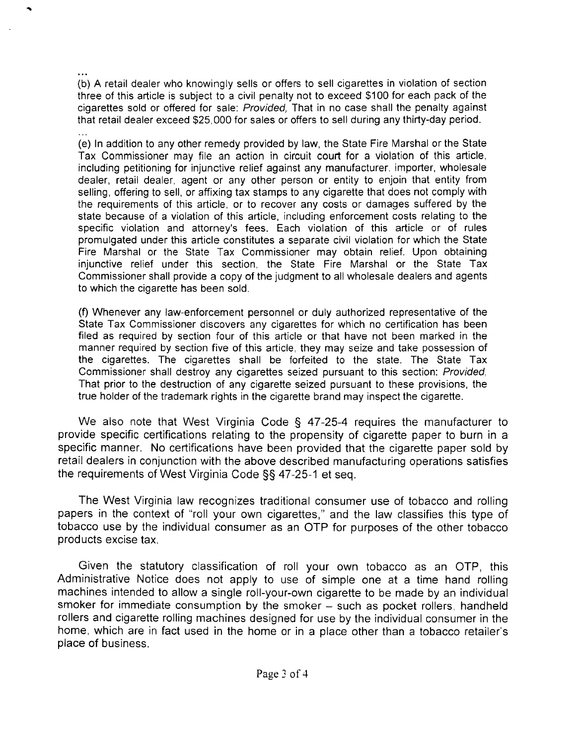...

(b) A retail dealer who knowingly sells or offers to sell cigarettes in violation of section three of this article is subject to a civil penalty not to exceed $100 for each pack of the cigarettes sold or offered for sale: *Provided,* That in no case shall the penalty against that retail dealer exceed $25,000 for sales or offers to sell during any thirty-day period.

...

(e) In addition to any other remedy provided by law, the State Fire Marshal or the State Tax Commissioner may file an action in circuit court for a violation of this article, including petitioning for injunctive relief against any manufacturer, importer, wholesale dealer, retail dealer, agent or any other person or entity to enjoin that entity from selling, offering to sell, or affixing tax stamps to any cigarette that does not comply with the requirements of this article, or to recover any costs or damages suffered by the state because of a violation of this article, including enforcement costs relating to the specific violation and attorney's fees. Each violation of this article or of rules promulgated under this article constitutes a separate civil violation for which the State Fire Marshal or the State Tax Commissioner may obtain relief. Upon obtaining injunctive relief under this section, the State Fire Marshal or the State Tax Commissioner shall provide a copy of the judgment to all wholesale dealers and agents to which the cigarette has been sold.

(f) Whenever any law-enforcement personnel or duly authorized representative of the State Tax Commissioner discovers any cigarettes for which no certification has been filed as required by section four of this article or that have not been marked in the manner required by section five of this article, they may seize and take possession of the cigarettes. The cigarettes shall be forfeited to the state. The State Tax Commissioner shall destroy any cigarettes seized pursuant to this section: *Provided,* That prior to the destruction of any cigarette seized pursuant to these provisions, the true holder of the trademark rights in the cigarette brand may inspect the cigarette.

We also note that West Virginia Code § 47-25-4 requires the manufacturer to provide specific certifications relating to the propensity of cigarette paper to burn in a specific manner. No certifications have been provided that the cigarette paper sold by retail dealers in conjunction with the above described manufacturing operations satisfies the requirements of West Virginia Code §§ 47-25-1 et seq.

The West Virginia law recognizes traditional consumer use of tobacco and rolling papers in the context of "roll your own cigarettes," and the law classifies this type of tobacco use by the individual consumer as an OTP for purposes of the other tobacco products excise tax.

Given the statutory classification of roll your own tobacco as an OTP, this Administrative Notice does not apply to use of simple one at a time hand rolling machines intended to allow a single roll-your-own cigarette to be made by an individual smoker for immediate consumption by the smoker – such as pocket rollers, handheld rollers and cigarette rolling machines designed for use by the individual consumer in the home, which are in fact used in the home or in a place other than a tobacco retailer's place of business.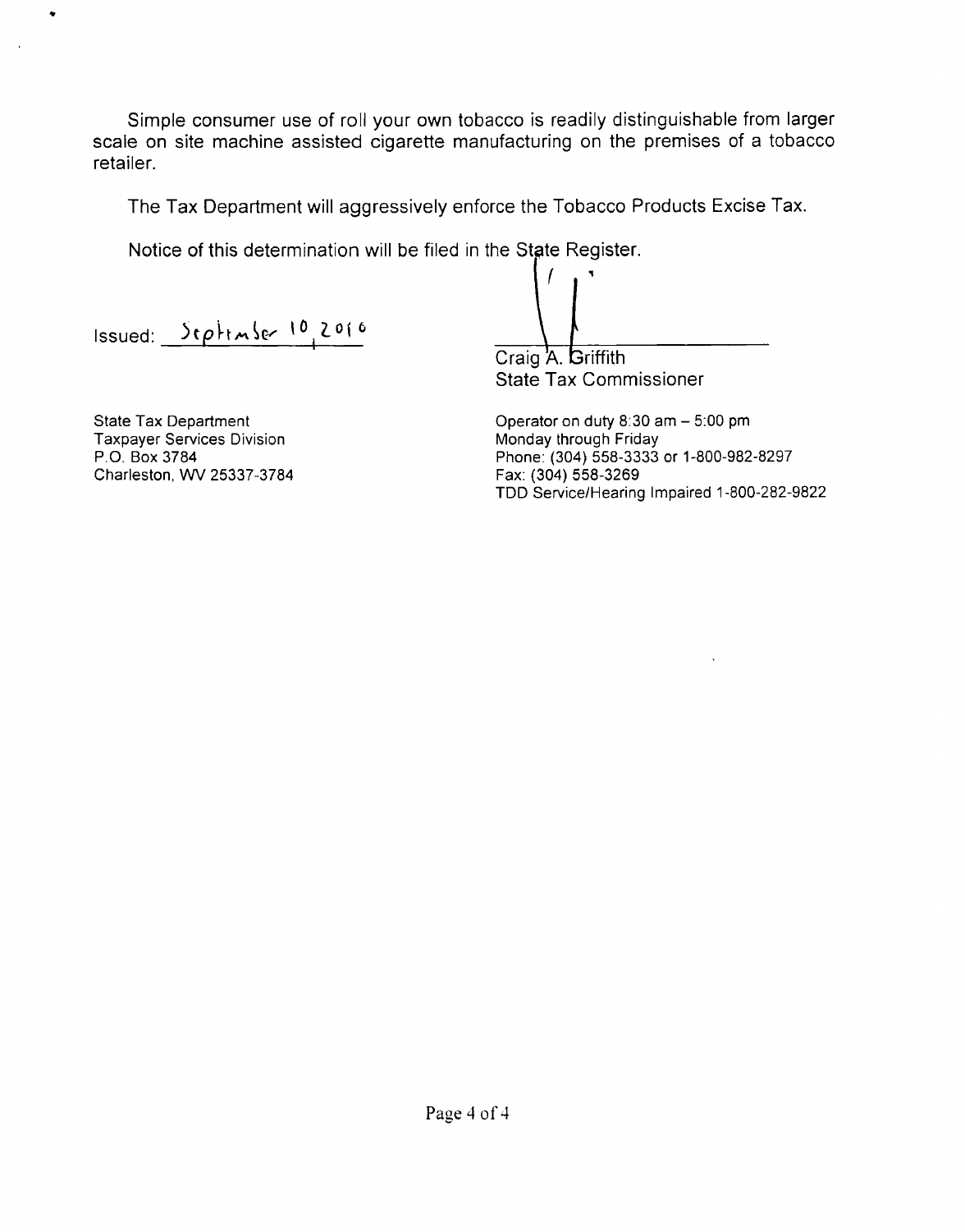Simple consumer use of roll your own tobacco is readily distinguishable from larger scale on site machine assisted cigarette manufacturing on the premises of a tobacco retailer.

The Tax Department will aggressively enforce the Tobacco Products Excise Tax.

Notice of this determination will be filed in the State Register.

Issued: September 10, 2010

Craig A. Griffith
State Tax Commissioner

State Tax Department
Taxpayer Services Division
P.O. Box 3784
Charleston, WV 25337-3784

Operator on duty 8:30 am – 5:00 pm
Monday through Friday
Phone: (304) 558-3333 or 1-800-982-8297
Fax: (304) 558-3269
TDD Service/Hearing Impaired 1-800-282-9822